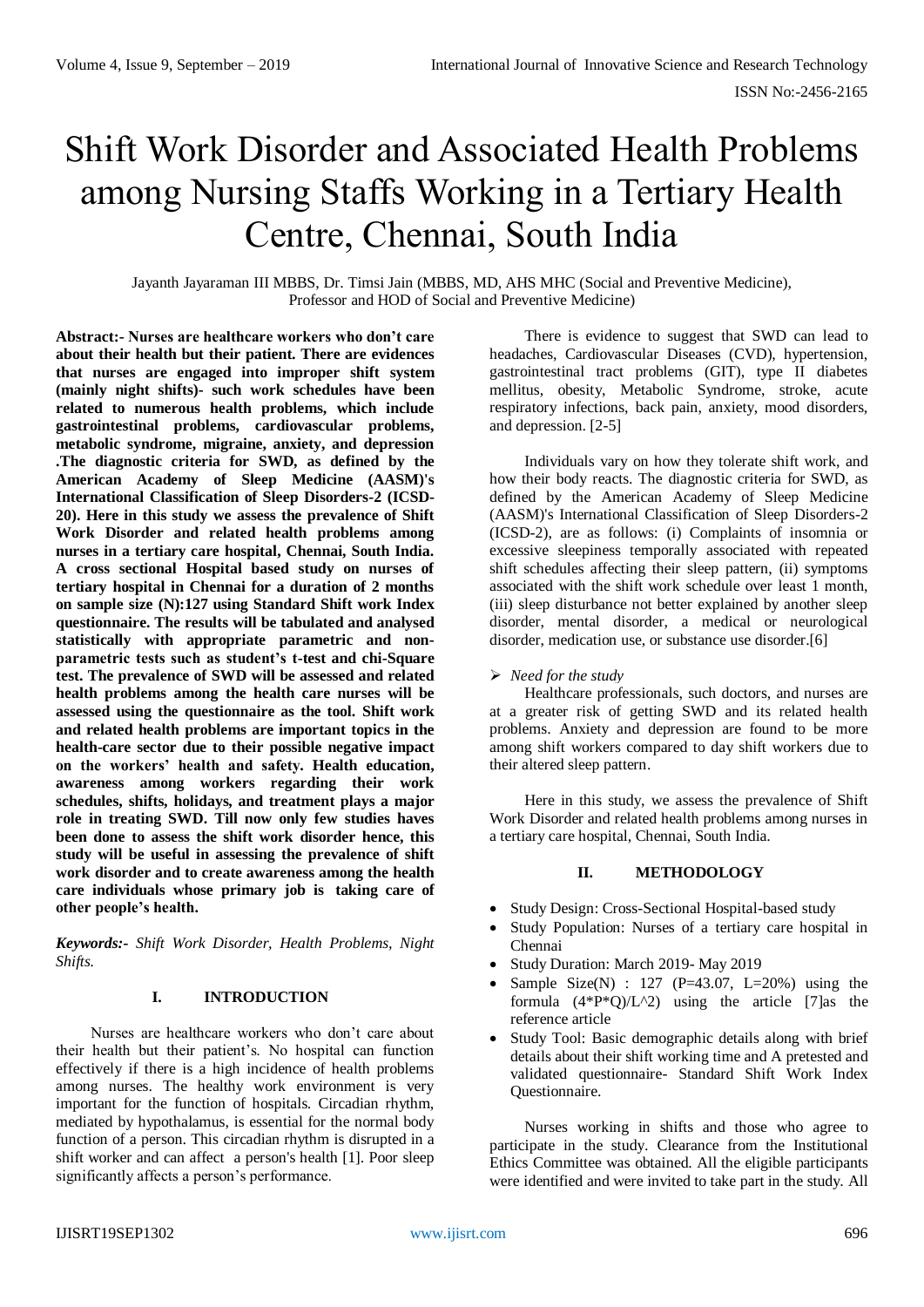# Shift Work Disorder and Associated Health Problems among Nursing Staffs Working in a Tertiary Health Centre, Chennai, South India

Jayanth Jayaraman III MBBS, Dr. Timsi Jain (MBBS, MD, AHS MHC (Social and Preventive Medicine), Professor and HOD of Social and Preventive Medicine)

**Abstract:- Nurses are healthcare workers who don't care about their health but their patient. There are evidences that nurses are engaged into improper shift system (mainly night shifts)- such work schedules have been related to numerous health problems, which include gastrointestinal problems, cardiovascular problems, metabolic syndrome, migraine, anxiety, and depression .The diagnostic criteria for SWD, as defined by the American Academy of Sleep Medicine (AASM)'s International Classification of Sleep Disorders-2 (ICSD-20). Here in this study we assess the prevalence of Shift Work Disorder and related health problems among nurses in a tertiary care hospital, Chennai, South India. A cross sectional Hospital based study on nurses of tertiary hospital in Chennai for a duration of 2 months on sample size (N):127 using Standard Shift work Index questionnaire. The results will be tabulated and analysed statistically with appropriate parametric and non-parametric tests such as student's t-test and chi-Square test. The prevalence of SWD will be assessed and related health problems among the health care nurses will be assessed using the questionnaire as the tool. Shift work and related health problems are important topics in the health-care sector due to their possible negative impact on the workers' health and safety. Health education, awareness among workers regarding their work schedules, shifts, holidays, and treatment plays a major role in treating SWD. Till now only few studies haves been done to assess the shift work disorder hence, this study will be useful in assessing the prevalence of shift work disorder and to create awareness among the health care individuals whose primary job is taking care of other people's health.**

***Keywords:-** Shift Work Disorder, Health Problems, Night Shifts.*

## I. INTRODUCTION

Nurses are healthcare workers who don't care about their health but their patient's. No hospital can function effectively if there is a high incidence of health problems among nurses. The healthy work environment is very important for the function of hospitals. Circadian rhythm, mediated by hypothalamus, is essential for the normal body function of a person. This circadian rhythm is disrupted in a shift worker and can affect a person's health [1]. Poor sleep significantly affects a person's performance.

There is evidence to suggest that SWD can lead to headaches, Cardiovascular Diseases (CVD), hypertension, gastrointestinal tract problems (GIT), type II diabetes mellitus, obesity, Metabolic Syndrome, stroke, acute respiratory infections, back pain, anxiety, mood disorders, and depression. [2-5]

Individuals vary on how they tolerate shift work, and how their body reacts. The diagnostic criteria for SWD, as defined by the American Academy of Sleep Medicine (AASM)'s International Classification of Sleep Disorders-2 (ICSD-2), are as follows: (i) Complaints of insomnia or excessive sleepiness temporally associated with repeated shift schedules affecting their sleep pattern, (ii) symptoms associated with the shift work schedule over least 1 month, (iii) sleep disturbance not better explained by another sleep disorder, mental disorder, a medical or neurological disorder, medication use, or substance use disorder.[6]

- *Need for the study*

Healthcare professionals, such doctors, and nurses are at a greater risk of getting SWD and its related health problems. Anxiety and depression are found to be more among shift workers compared to day shift workers due to their altered sleep pattern.

Here in this study, we assess the prevalence of Shift Work Disorder and related health problems among nurses in a tertiary care hospital, Chennai, South India.

## II. METHODOLOGY

- Study Design: Cross-Sectional Hospital-based study
- Study Population: Nurses of a tertiary care hospital in Chennai
- Study Duration: March 2019- May 2019
- Sample Size(N) : 127 (P=43.07, L=20%) using the formula (4*P*Q)/L^2) using the article [7]as the reference article
- Study Tool: Basic demographic details along with brief details about their shift working time and A pretested and validated questionnaire- Standard Shift Work Index Questionnaire.

Nurses working in shifts and those who agree to participate in the study. Clearance from the Institutional Ethics Committee was obtained. All the eligible participants were identified and were invited to take part in the study. All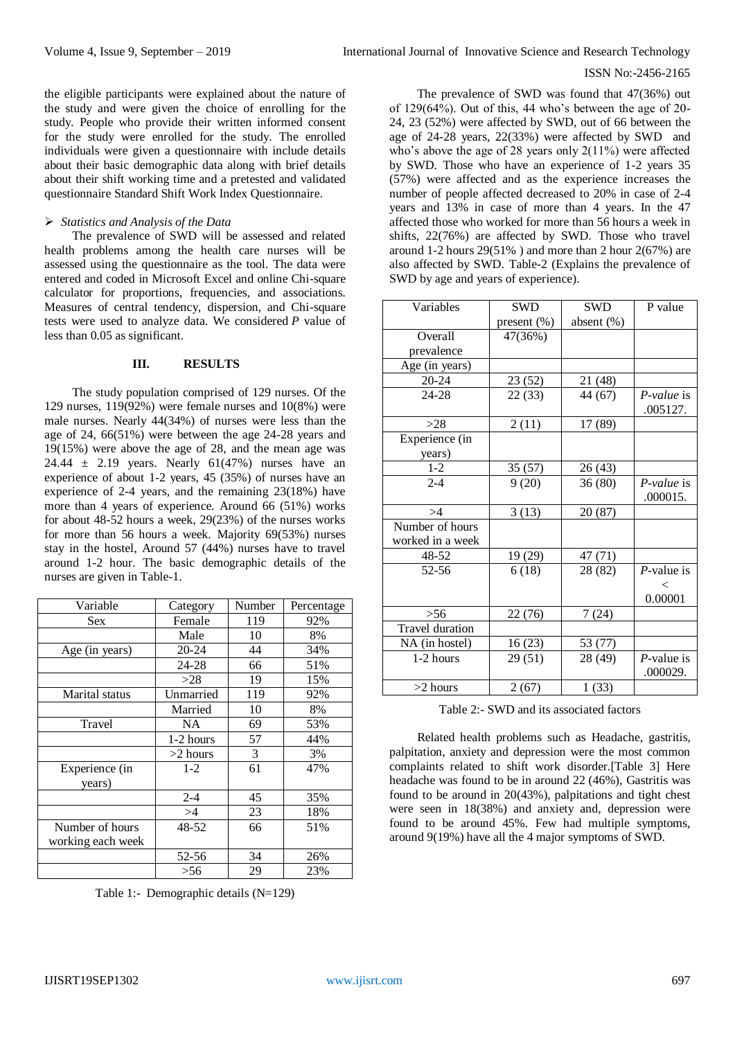the eligible participants were explained about the nature of the study and were given the choice of enrolling for the study. People who provide their written informed consent for the study were enrolled for the study. The enrolled individuals were given a questionnaire with include details about their basic demographic data along with brief details about their shift working time and a pretested and validated questionnaire Standard Shift Work Index Questionnaire.

- *Statistics and Analysis of the Data*

The prevalence of SWD will be assessed and related health problems among the health care nurses will be assessed using the questionnaire as the tool. The data were entered and coded in Microsoft Excel and online Chi-square calculator for proportions, frequencies, and associations. Measures of central tendency, dispersion, and Chi-square tests were used to analyze data. We considered *P* value of less than 0.05 as significant.

## III. RESULTS

The study population comprised of 129 nurses. Of the 129 nurses, 119(92%) were female nurses and 10(8%) were male nurses. Nearly 44(34%) of nurses were less than the age of 24, 66(51%) were between the age 24-28 years and 19(15%) were above the age of 28, and the mean age was 24.44 ± 2.19 years. Nearly 61(47%) nurses have an experience of about 1-2 years, 45 (35%) of nurses have an experience of 2-4 years, and the remaining 23(18%) have more than 4 years of experience. Around 66 (51%) works for about 48-52 hours a week, 29(23%) of the nurses works for more than 56 hours a week. Majority 69(53%) nurses stay in the hostel, Around 57 (44%) nurses have to travel around 1-2 hour. The basic demographic details of the nurses are given in Table-1.

| Variable | Category | Number | Percentage |
|---|---|---|---|
| Sex | Female | 119 | 92% |
| | Male | 10 | 8% |
| Age (in years) | 20-24 | 44 | 34% |
| | 24-28 | 66 | 51% |
| | >28 | 19 | 15% |
| Marital status | Unmarried | 119 | 92% |
| | Married | 10 | 8% |
| Travel | NA | 69 | 53% |
| | 1-2 hours | 57 | 44% |
| | >2 hours | 3 | 3% |
| Experience (in years) | 1-2 | 61 | 47% |
| | 2-4 | 45 | 35% |
| | >4 | 23 | 18% |
| Number of hours working each week | 48-52 | 66 | 51% |
| | 52-56 | 34 | 26% |
| | >56 | 29 | 23% |

Table 1:- Demographic details (N=129)

The prevalence of SWD was found that 47(36%) out of 129(64%). Out of this, 44 who's between the age of 20-24, 23 (52%) were affected by SWD, out of 66 between the age of 24-28 years, 22(33%) were affected by SWD and who's above the age of 28 years only 2(11%) were affected by SWD. Those who have an experience of 1-2 years 35 (57%) were affected and as the experience increases the number of people affected decreased to 20% in case of 2-4 years and 13% in case of more than 4 years. In the 47 affected those who worked for more than 56 hours a week in shifts, 22(76%) are affected by SWD. Those who travel around 1-2 hours 29(51% ) and more than 2 hour 2(67%) are also affected by SWD. Table-2 (Explains the prevalence of SWD by age and years of experience).

| Variables | SWD present (%) | SWD absent (%) | P value |
|---|---|---|---|
| Overall prevalence | 47(36%) | | |
| Age (in years) | | | |
| 20-24 | 23 (52) | 21 (48) | |
| 24-28 | 22 (33) | 44 (67) | *P-value* is .005127. |
| >28 | 2 (11) | 17 (89) | |
| Experience (in years) | | | |
| 1-2 | 35 (57) | 26 (43) | |
| 2-4 | 9 (20) | 36 (80) | *P-value* is .000015. |
| >4 | 3 (13) | 20 (87) | |
| Number of hours worked in a week | | | |
| 48-52 | 19 (29) | 47 (71) | |
| 52-56 | 6 (18) | 28 (82) | *P*-value is < 0.00001 |
| >56 | 22 (76) | 7 (24) | |
| Travel duration | | | |
| NA (in hostel) | 16 (23) | 53 (77) | |
| 1-2 hours | 29 (51) | 28 (49) | *P*-value is .000029. |
| >2 hours | 2 (67) | 1 (33) | |

Table 2:- SWD and its associated factors

Related health problems such as Headache, gastritis, palpitation, anxiety and depression were the most common complaints related to shift work disorder.[Table 3] Here headache was found to be in around 22 (46%), Gastritis was found to be around in 20(43%), palpitations and tight chest were seen in 18(38%) and anxiety and, depression were found to be around 45%. Few had multiple symptoms, around 9(19%) have all the 4 major symptoms of SWD.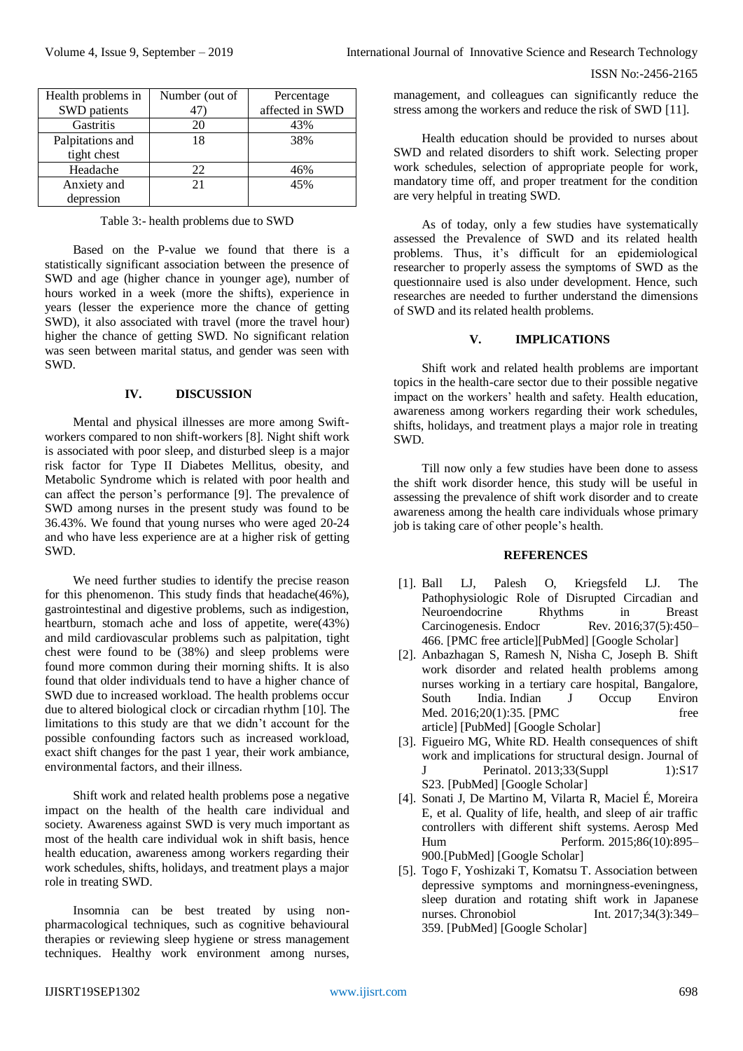| Health problems in SWD patients | Number (out of 47) | Percentage affected in SWD |
|---|---|---|
| Gastritis | 20 | 43% |
| Palpitations and tight chest | 18 | 38% |
| Headache | 22 | 46% |
| Anxiety and depression | 21 | 45% |

Table 3:- health problems due to SWD

Based on the P-value we found that there is a statistically significant association between the presence of SWD and age (higher chance in younger age), number of hours worked in a week (more the shifts), experience in years (lesser the experience more the chance of getting SWD), it also associated with travel (more the travel hour) higher the chance of getting SWD. No significant relation was seen between marital status, and gender was seen with SWD.

## IV. DISCUSSION

Mental and physical illnesses are more among Swift-workers compared to non shift-workers [8]. Night shift work is associated with poor sleep, and disturbed sleep is a major risk factor for Type II Diabetes Mellitus, obesity, and Metabolic Syndrome which is related with poor health and can affect the person's performance [9]. The prevalence of SWD among nurses in the present study was found to be 36.43%. We found that young nurses who were aged 20-24 and who have less experience are at a higher risk of getting SWD.

We need further studies to identify the precise reason for this phenomenon. This study finds that headache(46%), gastrointestinal and digestive problems, such as indigestion, heartburn, stomach ache and loss of appetite, were(43%) and mild cardiovascular problems such as palpitation, tight chest were found to be (38%) and sleep problems were found more common during their morning shifts. It is also found that older individuals tend to have a higher chance of SWD due to increased workload. The health problems occur due to altered biological clock or circadian rhythm [10]. The limitations to this study are that we didn't account for the possible confounding factors such as increased workload, exact shift changes for the past 1 year, their work ambiance, environmental factors, and their illness.

Shift work and related health problems pose a negative impact on the health of the health care individual and society. Awareness against SWD is very much important as most of the health care individual wok in shift basis, hence health education, awareness among workers regarding their work schedules, shifts, holidays, and treatment plays a major role in treating SWD.

Insomnia can be best treated by using non-pharmacological techniques, such as cognitive behavioural therapies or reviewing sleep hygiene or stress management techniques. Healthy work environment among nurses, management, and colleagues can significantly reduce the stress among the workers and reduce the risk of SWD [11].

Health education should be provided to nurses about SWD and related disorders to shift work. Selecting proper work schedules, selection of appropriate people for work, mandatory time off, and proper treatment for the condition are very helpful in treating SWD.

As of today, only a few studies have systematically assessed the Prevalence of SWD and its related health problems. Thus, it's difficult for an epidemiological researcher to properly assess the symptoms of SWD as the questionnaire used is also under development. Hence, such researches are needed to further understand the dimensions of SWD and its related health problems.

## V. IMPLICATIONS

Shift work and related health problems are important topics in the health-care sector due to their possible negative impact on the workers' health and safety. Health education, awareness among workers regarding their work schedules, shifts, holidays, and treatment plays a major role in treating SWD.

Till now only a few studies have been done to assess the shift work disorder hence, this study will be useful in assessing the prevalence of shift work disorder and to create awareness among the health care individuals whose primary job is taking care of other people's health.

## REFERENCES

[1]. Ball LJ, Palesh O, Kriegsfeld LJ. The Pathophysiologic Role of Disrupted Circadian and Neuroendocrine Rhythms in Breast Carcinogenesis. Endocr Rev. 2016;37(5):450–466. [PMC free article][PubMed] [Google Scholar]

[2]. Anbazhagan S, Ramesh N, Nisha C, Joseph B. Shift work disorder and related health problems among nurses working in a tertiary care hospital, Bangalore, South India. Indian J Occup Environ Med. 2016;20(1):35. [PMC free article] [PubMed] [Google Scholar]

[3]. Figueiro MG, White RD. Health consequences of shift work and implications for structural design. Journal of J Perinatol. 2013;33(Suppl 1):S17 S23. [PubMed] [Google Scholar]

[4]. Sonati J, De Martino M, Vilarta R, Maciel É, Moreira E, et al. Quality of life, health, and sleep of air traffic controllers with different shift systems. Aerosp Med Hum Perform. 2015;86(10):895–900.[PubMed] [Google Scholar]

[5]. Togo F, Yoshizaki T, Komatsu T. Association between depressive symptoms and morningness-eveningness, sleep duration and rotating shift work in Japanese nurses. Chronobiol Int. 2017;34(3):349–359. [PubMed] [Google Scholar]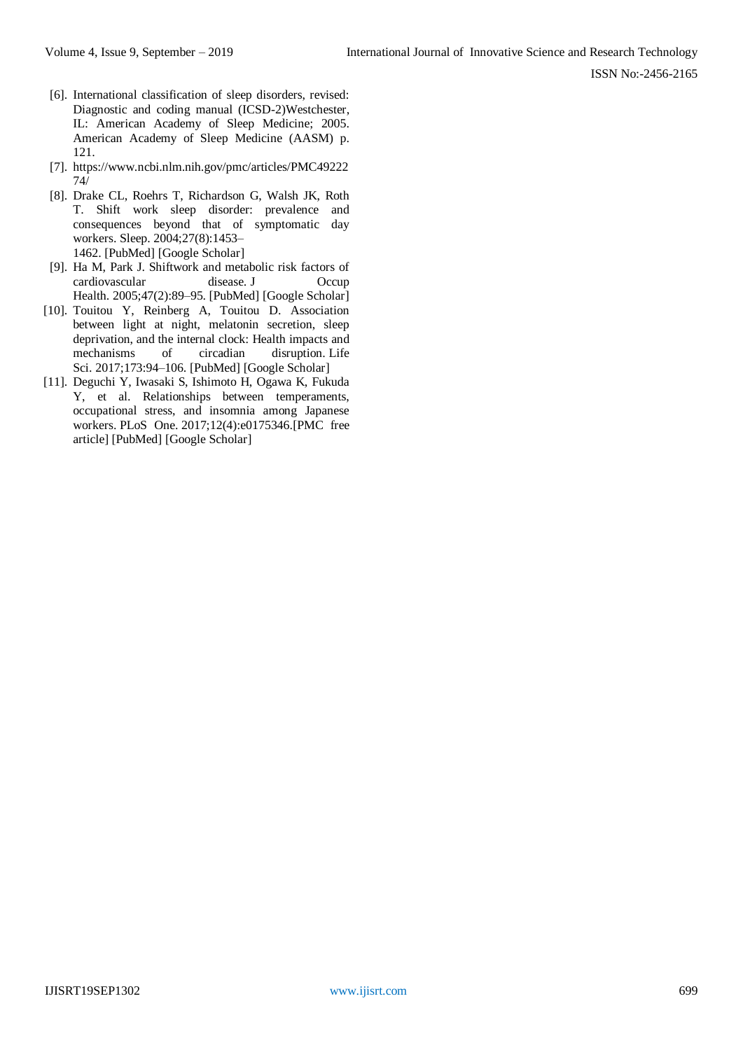[6]. International classification of sleep disorders, revised: Diagnostic and coding manual (ICSD-2)Westchester, IL: American Academy of Sleep Medicine; 2005. American Academy of Sleep Medicine (AASM) p. 121.

[7]. https://www.ncbi.nlm.nih.gov/pmc/articles/PMC4922274/

[8]. Drake CL, Roehrs T, Richardson G, Walsh JK, Roth T. Shift work sleep disorder: prevalence and consequences beyond that of symptomatic day workers. Sleep. 2004;27(8):1453–1462. [PubMed] [Google Scholar]

[9]. Ha M, Park J. Shiftwork and metabolic risk factors of cardiovascular disease. J Occup Health. 2005;47(2):89–95. [PubMed] [Google Scholar]

[10]. Touitou Y, Reinberg A, Touitou D. Association between light at night, melatonin secretion, sleep deprivation, and the internal clock: Health impacts and mechanisms of circadian disruption. Life Sci. 2017;173:94–106. [PubMed] [Google Scholar]

[11]. Deguchi Y, Iwasaki S, Ishimoto H, Ogawa K, Fukuda Y, et al. Relationships between temperaments, occupational stress, and insomnia among Japanese workers. PLoS One. 2017;12(4):e0175346.[PMC free article] [PubMed] [Google Scholar]